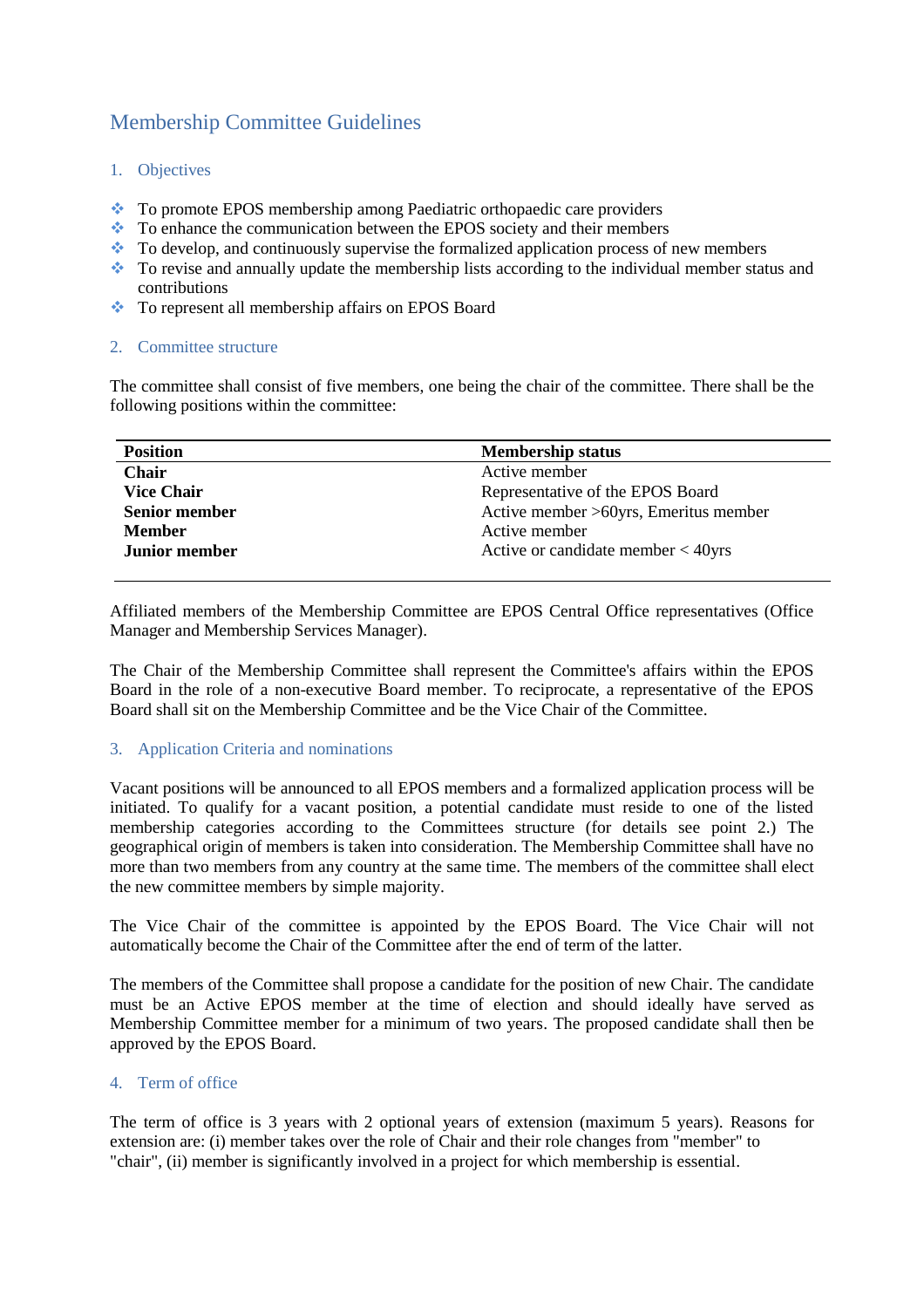# Membership Committee Guidelines

## 1. Objectives

- To promote EPOS membership among Paediatric orthopaedic care providers
- To enhance the communication between the EPOS society and their members
- To develop, and continuously supervise the formalized application process of new members
- To revise and annually update the membership lists according to the individual member status and contributions
- To represent all membership affairs on EPOS Board

## 2. Committee structure

The committee shall consist of five members, one being the chair of the committee. There shall be the following positions within the committee:

| Position | Membership status |
|---|---|
| **Chair** | Active member |
| **Vice Chair** | Representative of the EPOS Board |
| **Senior member** | Active member >60yrs, Emeritus member |
| **Member** | Active member |
| **Junior member** | Active or candidate member < 40yrs |

Affiliated members of the Membership Committee are EPOS Central Office representatives (Office Manager and Membership Services Manager).

The Chair of the Membership Committee shall represent the Committee's affairs within the EPOS Board in the role of a non-executive Board member. To reciprocate, a representative of the EPOS Board shall sit on the Membership Committee and be the Vice Chair of the Committee.

## 3. Application Criteria and nominations

Vacant positions will be announced to all EPOS members and a formalized application process will be initiated. To qualify for a vacant position, a potential candidate must reside to one of the listed membership categories according to the Committees structure (for details see point 2.) The geographical origin of members is taken into consideration. The Membership Committee shall have no more than two members from any country at the same time. The members of the committee shall elect the new committee members by simple majority.

The Vice Chair of the committee is appointed by the EPOS Board. The Vice Chair will not automatically become the Chair of the Committee after the end of term of the latter.

The members of the Committee shall propose a candidate for the position of new Chair. The candidate must be an Active EPOS member at the time of election and should ideally have served as Membership Committee member for a minimum of two years. The proposed candidate shall then be approved by the EPOS Board.

## 4. Term of office

The term of office is 3 years with 2 optional years of extension (maximum 5 years). Reasons for extension are: (i) member takes over the role of Chair and their role changes from "member" to "chair", (ii) member is significantly involved in a project for which membership is essential.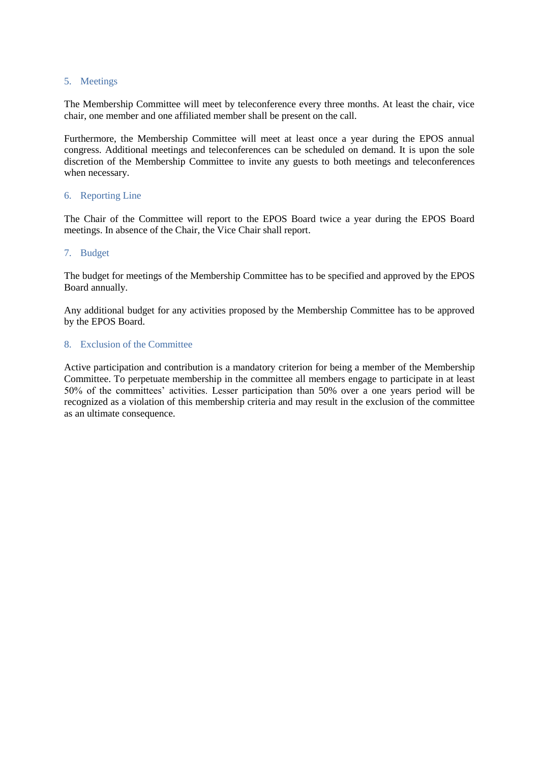## 5. Meetings

The Membership Committee will meet by teleconference every three months. At least the chair, vice chair, one member and one affiliated member shall be present on the call.

Furthermore, the Membership Committee will meet at least once a year during the EPOS annual congress. Additional meetings and teleconferences can be scheduled on demand. It is upon the sole discretion of the Membership Committee to invite any guests to both meetings and teleconferences when necessary.

## 6. Reporting Line

The Chair of the Committee will report to the EPOS Board twice a year during the EPOS Board meetings. In absence of the Chair, the Vice Chair shall report.

## 7. Budget

The budget for meetings of the Membership Committee has to be specified and approved by the EPOS Board annually.

Any additional budget for any activities proposed by the Membership Committee has to be approved by the EPOS Board.

## 8. Exclusion of the Committee

Active participation and contribution is a mandatory criterion for being a member of the Membership Committee. To perpetuate membership in the committee all members engage to participate in at least 50% of the committees' activities. Lesser participation than 50% over a one years period will be recognized as a violation of this membership criteria and may result in the exclusion of the committee as an ultimate consequence.